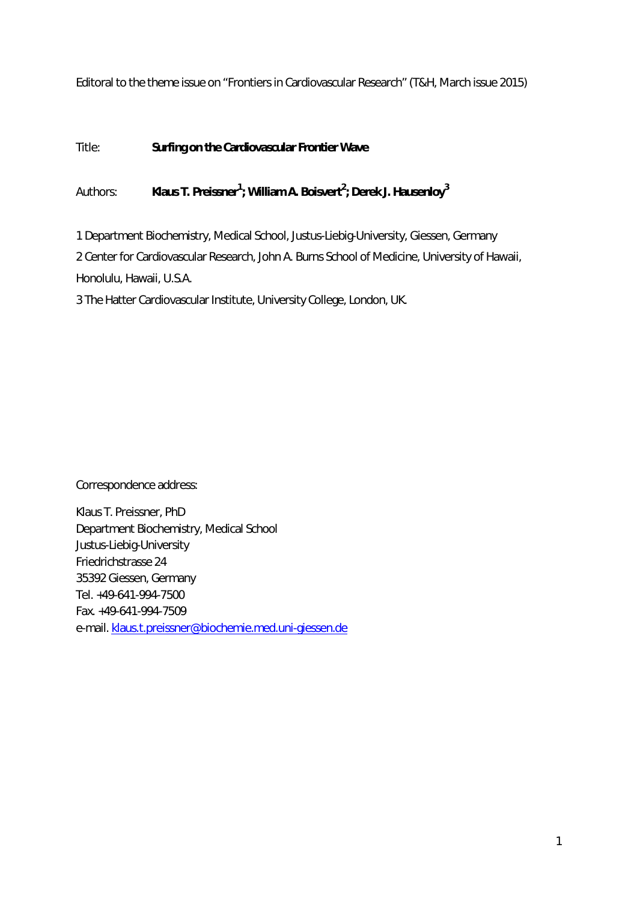Editoral to the theme issue on "Frontiers in Cardiovascular Research" (T&H, March issue 2015)

Title: **Surfing on the Cardiovascular Frontier Wave**

Authors: **Klaus T. Preissner[1]; William A. Boisvert[2]; Derek J. Hausenloy[3]**

1 Department Biochemistry, Medical School, Justus-Liebig-University, Giessen, Germany

2 Center for Cardiovascular Research, John A. Burns School of Medicine, University of Hawaii, Honolulu, Hawaii, U.S.A.

3 The Hatter Cardiovascular Institute, University College, London, UK.

Correspondence address:

Klaus T. Preissner, PhD
Department Biochemistry, Medical School
Justus-Liebig-University
Friedrichstrasse 24
35392 Giessen, Germany
Tel. +49-641-994-7500
Fax. +49-641-994-7509
e-mail. klaus.t.preissner@biochemie.med.uni-giessen.de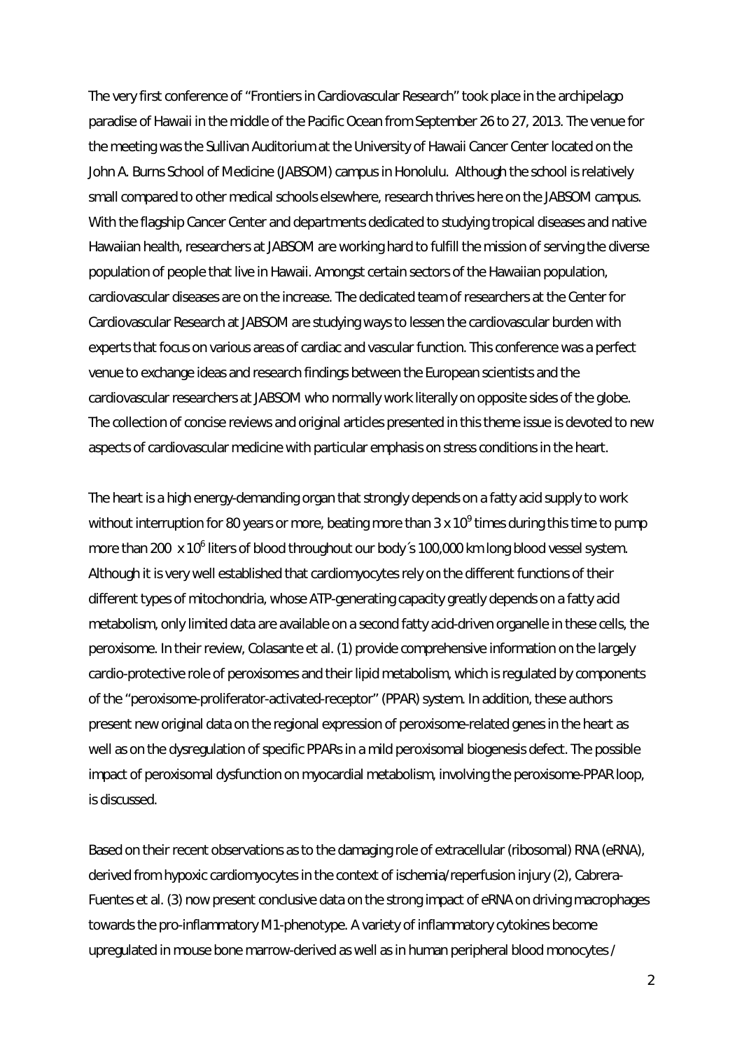The very first conference of “Frontiers in Cardiovascular Research” took place in the archipelago paradise of Hawaii in the middle of the Pacific Ocean from September 26 to 27, 2013. The venue for the meeting was the Sullivan Auditorium at the University of Hawaii Cancer Center located on the John A. Burns School of Medicine (JABSOM) campus in Honolulu. Although the school is relatively small compared to other medical schools elsewhere, research thrives here on the JABSOM campus. With the flagship Cancer Center and departments dedicated to studying tropical diseases and native Hawaiian health, researchers at JABSOM are working hard to fulfill the mission of serving the diverse population of people that live in Hawaii. Amongst certain sectors of the Hawaiian population, cardiovascular diseases are on the increase. The dedicated team of researchers at the Center for Cardiovascular Research at JABSOM are studying ways to lessen the cardiovascular burden with experts that focus on various areas of cardiac and vascular function. This conference was a perfect venue to exchange ideas and research findings between the European scientists and the cardiovascular researchers at JABSOM who normally work literally on opposite sides of the globe. The collection of concise reviews and original articles presented in this theme issue is devoted to new aspects of cardiovascular medicine with particular emphasis on stress conditions in the heart.

The heart is a high energy-demanding organ that strongly depends on a fatty acid supply to work without interruption for 80 years or more, beating more than $3 \times 10^9$ times during this time to pump more than $200 \times 10^6$ liters of blood throughout our body´s 100,000 km long blood vessel system. Although it is very well established that cardiomyocytes rely on the different functions of their different types of mitochondria, whose ATP-generating capacity greatly depends on a fatty acid metabolism, only limited data are available on a second fatty acid-driven organelle in these cells, the peroxisome. In their review, Colasante et al. (1) provide comprehensive information on the largely cardio-protective role of peroxisomes and their lipid metabolism, which is regulated by components of the “peroxisome-proliferator-activated-receptor” (PPAR) system. In addition, these authors present new original data on the regional expression of peroxisome-related genes in the heart as well as on the dysregulation of specific PPARs in a mild peroxisomal biogenesis defect. The possible impact of peroxisomal dysfunction on myocardial metabolism, involving the peroxisome-PPAR loop, is discussed.

Based on their recent observations as to the damaging role of extracellular (ribosomal) RNA (eRNA), derived from hypoxic cardiomyocytes in the context of ischemia/reperfusion injury (2), Cabrera-Fuentes et al. (3) now present conclusive data on the strong impact of eRNA on driving macrophages towards the pro-inflammatory M1-phenotype. A variety of inflammatory cytokines become upregulated in mouse bone marrow-derived as well as in human peripheral blood monocytes /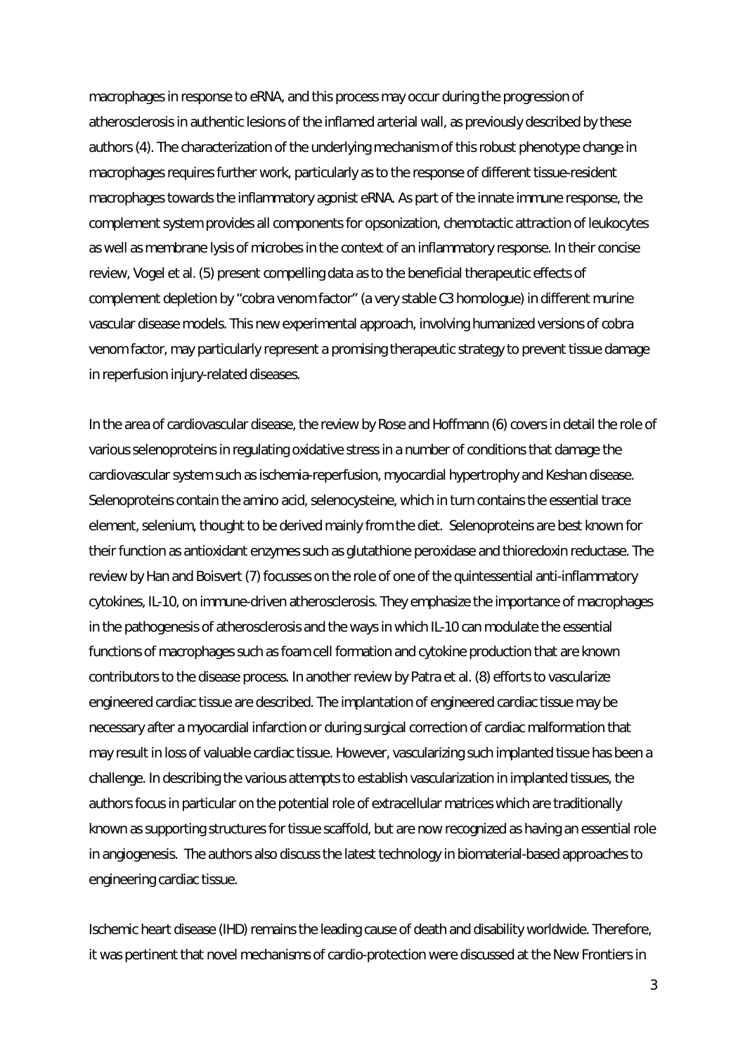macrophages in response to eRNA, and this process may occur during the progression of atherosclerosis in authentic lesions of the inflamed arterial wall, as previously described by these authors (4). The characterization of the underlying mechanism of this robust phenotype change in macrophages requires further work, particularly as to the response of different tissue-resident macrophages towards the inflammatory agonist eRNA. As part of the innate immune response, the complement system provides all components for opsonization, chemotactic attraction of leukocytes as well as membrane lysis of microbes in the context of an inflammatory response. In their concise review, Vogel et al. (5) present compelling data as to the beneficial therapeutic effects of complement depletion by "cobra venom factor" (a very stable C3 homologue) in different murine vascular disease models. This new experimental approach, involving humanized versions of cobra venom factor, may particularly represent a promising therapeutic strategy to prevent tissue damage in reperfusion injury-related diseases.

In the area of cardiovascular disease, the review by Rose and Hoffmann (6) covers in detail the role of various selenoproteins in regulating oxidative stress in a number of conditions that damage the cardiovascular system such as ischemia-reperfusion, myocardial hypertrophy and Keshan disease. Selenoproteins contain the amino acid, selenocysteine, which in turn contains the essential trace element, selenium, thought to be derived mainly from the diet. Selenoproteins are best known for their function as antioxidant enzymes such as glutathione peroxidase and thioredoxin reductase. The review by Han and Boisvert (7) focusses on the role of one of the quintessential anti-inflammatory cytokines, IL-10, on immune-driven atherosclerosis. They emphasize the importance of macrophages in the pathogenesis of atherosclerosis and the ways in which IL-10 can modulate the essential functions of macrophages such as foam cell formation and cytokine production that are known contributors to the disease process. In another review by Patra et al. (8) efforts to vascularize engineered cardiac tissue are described. The implantation of engineered cardiac tissue may be necessary after a myocardial infarction or during surgical correction of cardiac malformation that may result in loss of valuable cardiac tissue. However, vascularizing such implanted tissue has been a challenge. In describing the various attempts to establish vascularization in implanted tissues, the authors focus in particular on the potential role of extracellular matrices which are traditionally known as supporting structures for tissue scaffold, but are now recognized as having an essential role in angiogenesis. The authors also discuss the latest technology in biomaterial-based approaches to engineering cardiac tissue.

Ischemic heart disease (IHD) remains the leading cause of death and disability worldwide. Therefore, it was pertinent that novel mechanisms of cardio-protection were discussed at the New Frontiers in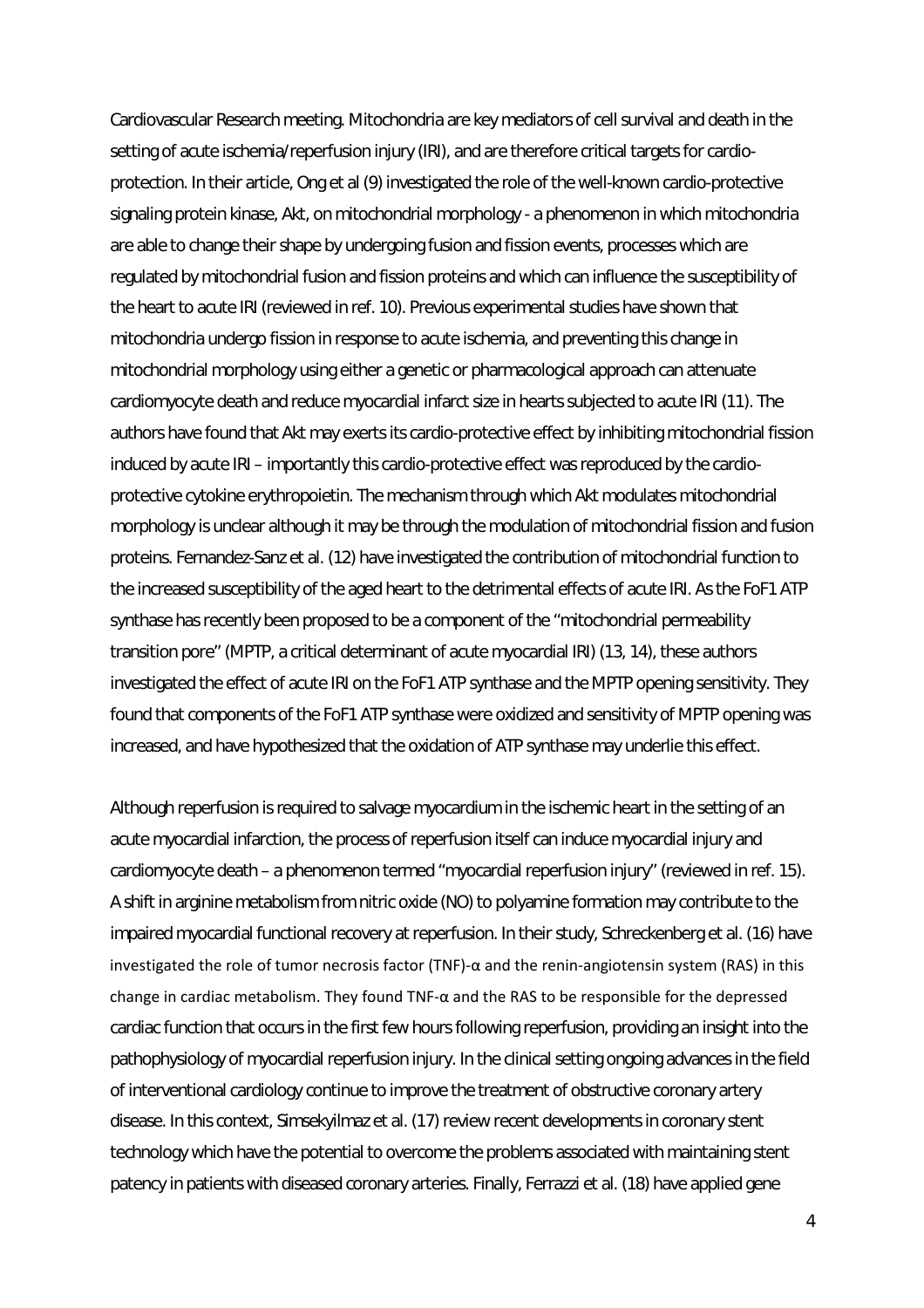Cardiovascular Research meeting. Mitochondria are key mediators of cell survival and death in the setting of acute ischemia/reperfusion injury (IRI), and are therefore critical targets for cardio-protection. In their article, Ong et al (9) investigated the role of the well-known cardio-protective signaling protein kinase, Akt, on mitochondrial morphology - a phenomenon in which mitochondria are able to change their shape by undergoing fusion and fission events, processes which are regulated by mitochondrial fusion and fission proteins and which can influence the susceptibility of the heart to acute IRI (reviewed in ref. 10). Previous experimental studies have shown that mitochondria undergo fission in response to acute ischemia, and preventing this change in mitochondrial morphology using either a genetic or pharmacological approach can attenuate cardiomyocyte death and reduce myocardial infarct size in hearts subjected to acute IRI (11). The authors have found that Akt may exerts its cardio-protective effect by inhibiting mitochondrial fission induced by acute IRI – importantly this cardio-protective effect was reproduced by the cardio-protective cytokine erythropoietin. The mechanism through which Akt modulates mitochondrial morphology is unclear although it may be through the modulation of mitochondrial fission and fusion proteins. Fernandez-Sanz et al. (12) have investigated the contribution of mitochondrial function to the increased susceptibility of the aged heart to the detrimental effects of acute IRI. As the FoF1 ATP synthase has recently been proposed to be a component of the "mitochondrial permeability transition pore" (MPTP, a critical determinant of acute myocardial IRI) (13, 14), these authors investigated the effect of acute IRI on the FoF1 ATP synthase and the MPTP opening sensitivity. They found that components of the FoF1 ATP synthase were oxidized and sensitivity of MPTP opening was increased, and have hypothesized that the oxidation of ATP synthase may underlie this effect.

Although reperfusion is required to salvage myocardium in the ischemic heart in the setting of an acute myocardial infarction, the process of reperfusion itself can induce myocardial injury and cardiomyocyte death – a phenomenon termed "myocardial reperfusion injury" (reviewed in ref. 15). A shift in arginine metabolism from nitric oxide (NO) to polyamine formation may contribute to the impaired myocardial functional recovery at reperfusion. In their study, Schreckenberg et al. (16) have investigated the role of tumor necrosis factor (TNF)-α and the renin-angiotensin system (RAS) in this change in cardiac metabolism. They found TNF-α and the RAS to be responsible for the depressed cardiac function that occurs in the first few hours following reperfusion, providing an insight into the pathophysiology of myocardial reperfusion injury. In the clinical setting ongoing advances in the field of interventional cardiology continue to improve the treatment of obstructive coronary artery disease. In this context, Simsekyilmaz et al. (17) review recent developments in coronary stent technology which have the potential to overcome the problems associated with maintaining stent patency in patients with diseased coronary arteries. Finally, Ferrazzi et al. (18) have applied gene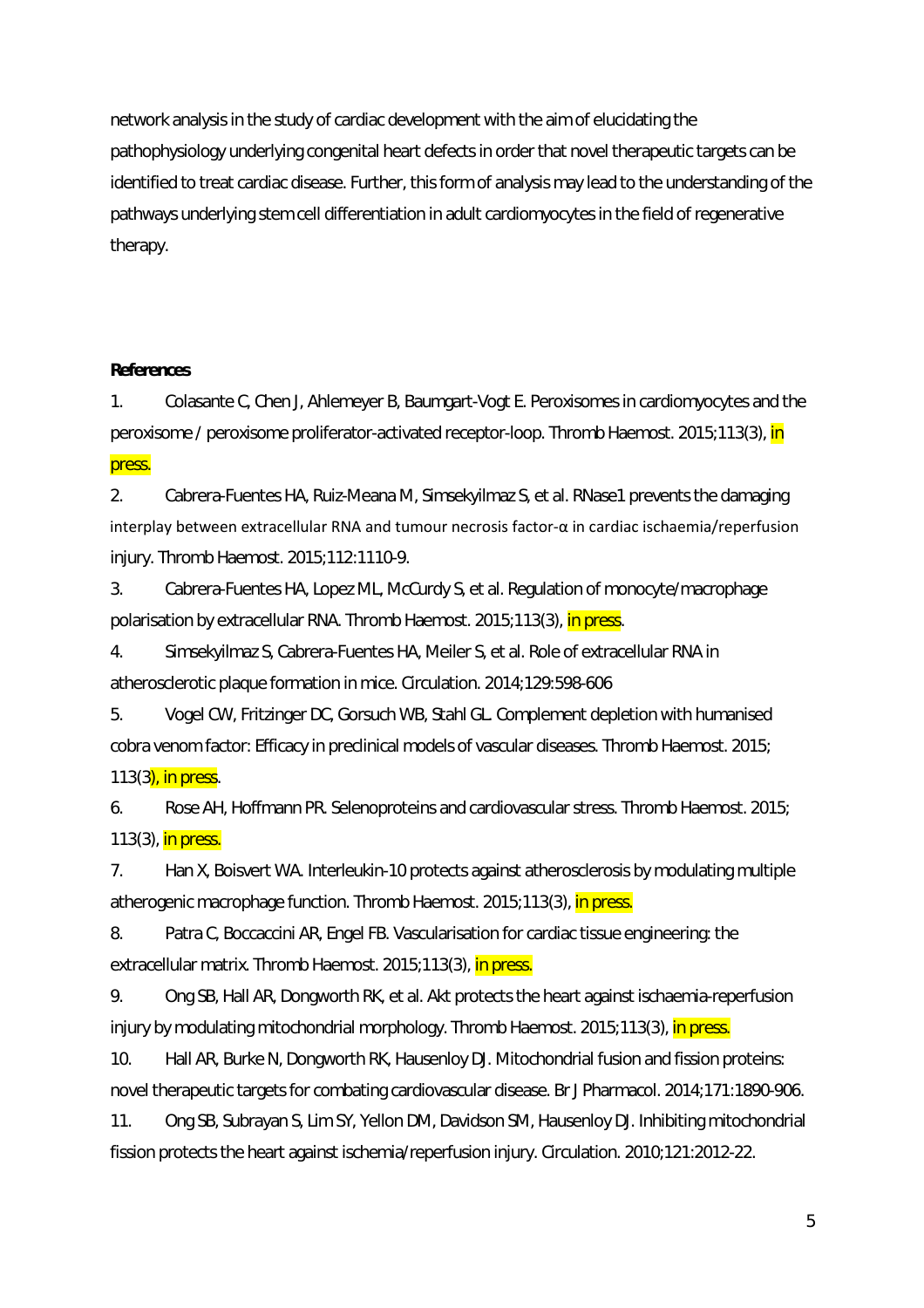network analysis in the study of cardiac development with the aim of elucidating the pathophysiology underlying congenital heart defects in order that novel therapeutic targets can be identified to treat cardiac disease. Further, this form of analysis may lead to the understanding of the pathways underlying stem cell differentiation in adult cardiomyocytes in the field of regenerative therapy.

**References**

1. Colasante C, Chen J, Ahlemeyer B, Baumgart-Vogt E. Peroxisomes in cardiomyocytes and the peroxisome / peroxisome proliferator-activated receptor-loop. Thromb Haemost. 2015;113(3), in press.
2. Cabrera-Fuentes HA, Ruiz-Meana M, Simsekyilmaz S, et al. RNase1 prevents the damaging interplay between extracellular RNA and tumour necrosis factor-α in cardiac ischaemia/reperfusion injury. Thromb Haemost. 2015;112:1110-9.
3. Cabrera-Fuentes HA, Lopez ML, McCurdy S, et al. Regulation of monocyte/macrophage polarisation by extracellular RNA. Thromb Haemost. 2015;113(3), in press.
4. Simsekyilmaz S, Cabrera-Fuentes HA, Meiler S, et al. Role of extracellular RNA in atherosclerotic plaque formation in mice. Circulation. 2014;129:598-606
5. Vogel CW, Fritzinger DC, Gorsuch WB, Stahl GL. Complement depletion with humanised cobra venom factor: Efficacy in preclinical models of vascular diseases. Thromb Haemost. 2015; 113(3), in press.
6. Rose AH, Hoffmann PR. Selenoproteins and cardiovascular stress. Thromb Haemost. 2015; 113(3), in press.
7. Han X, Boisvert WA. Interleukin-10 protects against atherosclerosis by modulating multiple atherogenic macrophage function. Thromb Haemost. 2015;113(3), in press.
8. Patra C, Boccaccini AR, Engel FB. Vascularisation for cardiac tissue engineering: the extracellular matrix. Thromb Haemost. 2015;113(3), in press.
9. Ong SB, Hall AR, Dongworth RK, et al. Akt protects the heart against ischaemia-reperfusion injury by modulating mitochondrial morphology. Thromb Haemost. 2015;113(3), in press.
10. Hall AR, Burke N, Dongworth RK, Hausenloy DJ. Mitochondrial fusion and fission proteins: novel therapeutic targets for combating cardiovascular disease. Br J Pharmacol. 2014;171:1890-906.
11. Ong SB, Subrayan S, Lim SY, Yellon DM, Davidson SM, Hausenloy DJ. Inhibiting mitochondrial fission protects the heart against ischemia/reperfusion injury. Circulation. 2010;121:2012-22.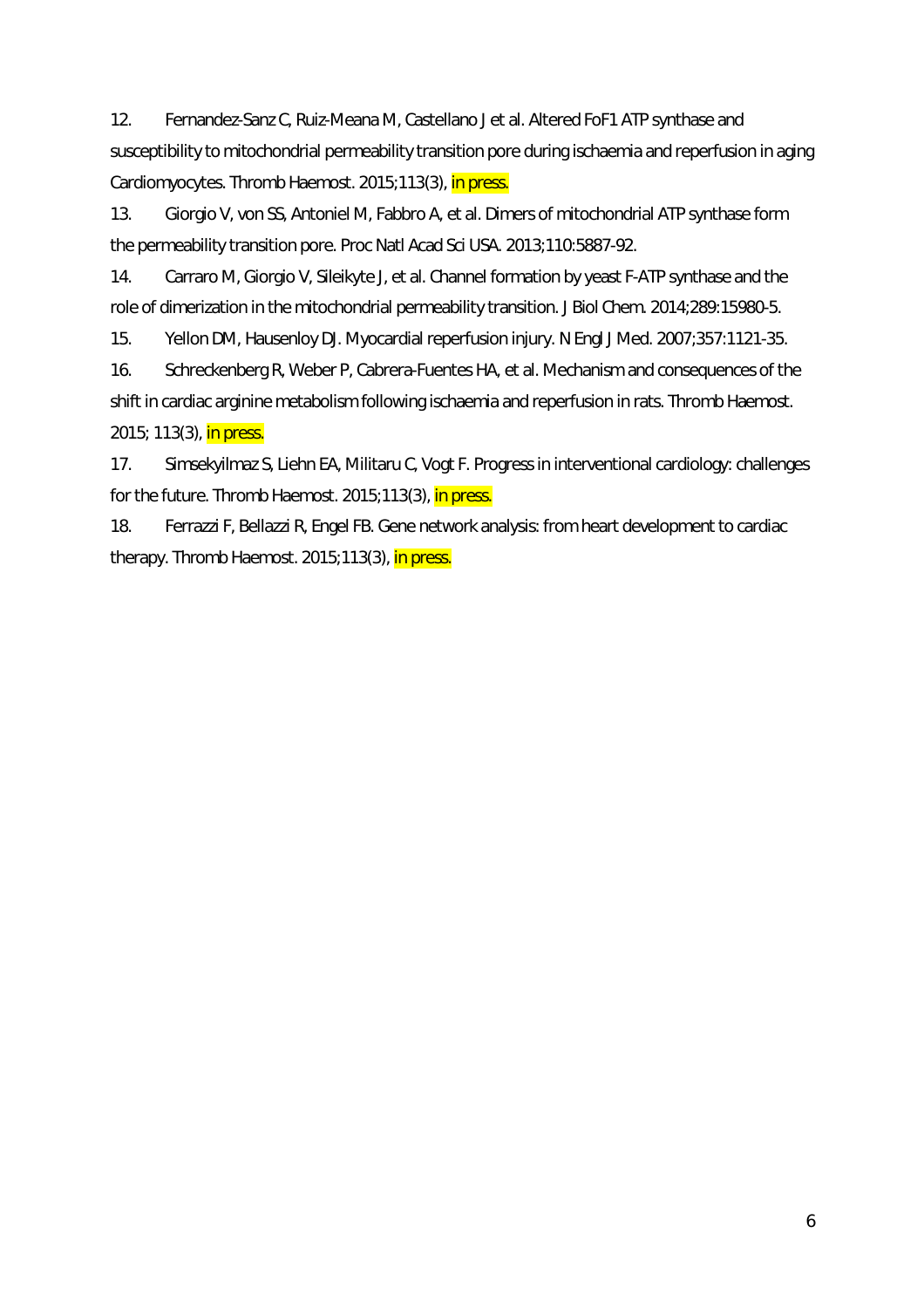12. Fernandez-Sanz C, Ruiz-Meana M, Castellano J et al. Altered FoF1 ATP synthase and susceptibility to mitochondrial permeability transition pore during ischaemia and reperfusion in aging Cardiomyocytes. Thromb Haemost. 2015;113(3), in press.

13. Giorgio V, von SS, Antoniel M, Fabbro A, et al. Dimers of mitochondrial ATP synthase form the permeability transition pore. Proc Natl Acad Sci USA. 2013;110:5887-92.

14. Carraro M, Giorgio V, Sileikyte J, et al. Channel formation by yeast F-ATP synthase and the role of dimerization in the mitochondrial permeability transition. J Biol Chem. 2014;289:15980-5.

15. Yellon DM, Hausenloy DJ. Myocardial reperfusion injury. N Engl J Med. 2007;357:1121-35.

16. Schreckenberg R, Weber P, Cabrera-Fuentes HA, et al. Mechanism and consequences of the shift in cardiac arginine metabolism following ischaemia and reperfusion in rats. Thromb Haemost. 2015; 113(3), in press.

17. Simsekyilmaz S, Liehn EA, Militaru C, Vogt F. Progress in interventional cardiology: challenges for the future. Thromb Haemost. 2015;113(3), in press.

18. Ferrazzi F, Bellazzi R, Engel FB. Gene network analysis: from heart development to cardiac therapy. Thromb Haemost. 2015;113(3), in press.